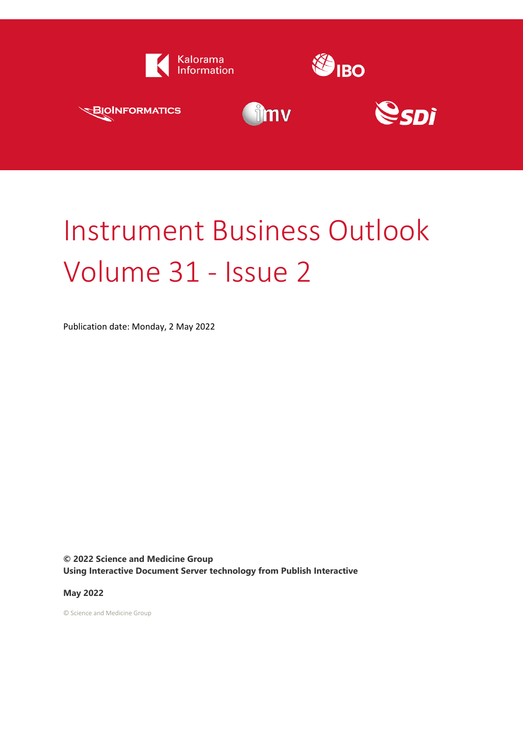Kalorama Information

IBO

BIOINFORMATICS

imv

SDI

# Instrument Business Outlook Volume 31 - Issue 2

Publication date: Monday, 2 May 2022

**© 2022 Science and Medicine Group**
**Using Interactive Document Server technology from Publish Interactive**

**May 2022**

© Science and Medicine Group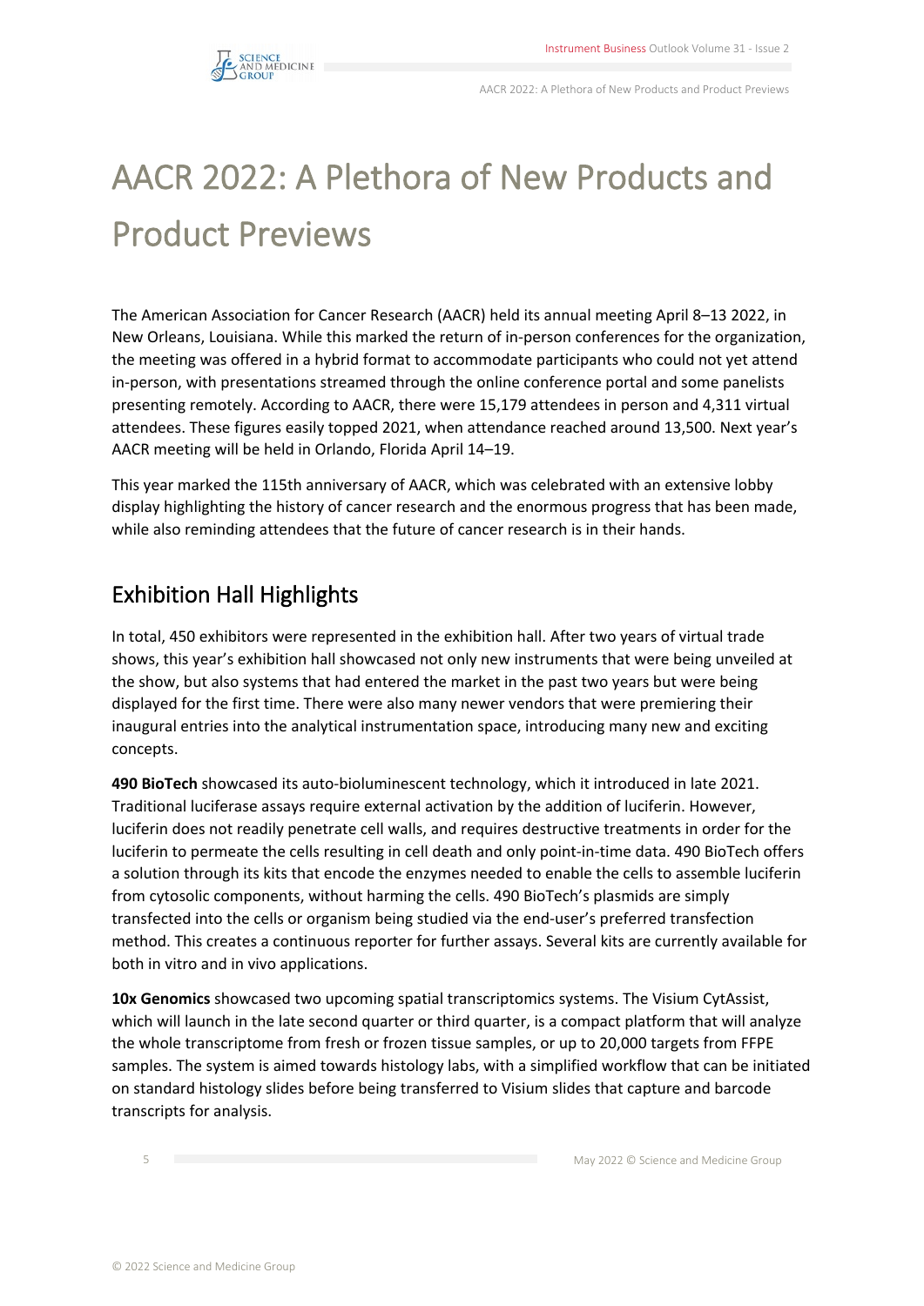# AACR 2022: A Plethora of New Products and Product Previews

The American Association for Cancer Research (AACR) held its annual meeting April 8–13 2022, in New Orleans, Louisiana. While this marked the return of in-person conferences for the organization, the meeting was offered in a hybrid format to accommodate participants who could not yet attend in-person, with presentations streamed through the online conference portal and some panelists presenting remotely. According to AACR, there were 15,179 attendees in person and 4,311 virtual attendees. These figures easily topped 2021, when attendance reached around 13,500. Next year's AACR meeting will be held in Orlando, Florida April 14–19.

This year marked the 115th anniversary of AACR, which was celebrated with an extensive lobby display highlighting the history of cancer research and the enormous progress that has been made, while also reminding attendees that the future of cancer research is in their hands.

## Exhibition Hall Highlights

In total, 450 exhibitors were represented in the exhibition hall. After two years of virtual trade shows, this year's exhibition hall showcased not only new instruments that were being unveiled at the show, but also systems that had entered the market in the past two years but were being displayed for the first time. There were also many newer vendors that were premiering their inaugural entries into the analytical instrumentation space, introducing many new and exciting concepts.

**490 BioTech** showcased its auto-bioluminescent technology, which it introduced in late 2021. Traditional luciferase assays require external activation by the addition of luciferin. However, luciferin does not readily penetrate cell walls, and requires destructive treatments in order for the luciferin to permeate the cells resulting in cell death and only point-in-time data. 490 BioTech offers a solution through its kits that encode the enzymes needed to enable the cells to assemble luciferin from cytosolic components, without harming the cells. 490 BioTech's plasmids are simply transfected into the cells or organism being studied via the end-user's preferred transfection method. This creates a continuous reporter for further assays. Several kits are currently available for both in vitro and in vivo applications.

**10x Genomics** showcased two upcoming spatial transcriptomics systems. The Visium CytAssist, which will launch in the late second quarter or third quarter, is a compact platform that will analyze the whole transcriptome from fresh or frozen tissue samples, or up to 20,000 targets from FFPE samples. The system is aimed towards histology labs, with a simplified workflow that can be initiated on standard histology slides before being transferred to Visium slides that capture and barcode transcripts for analysis.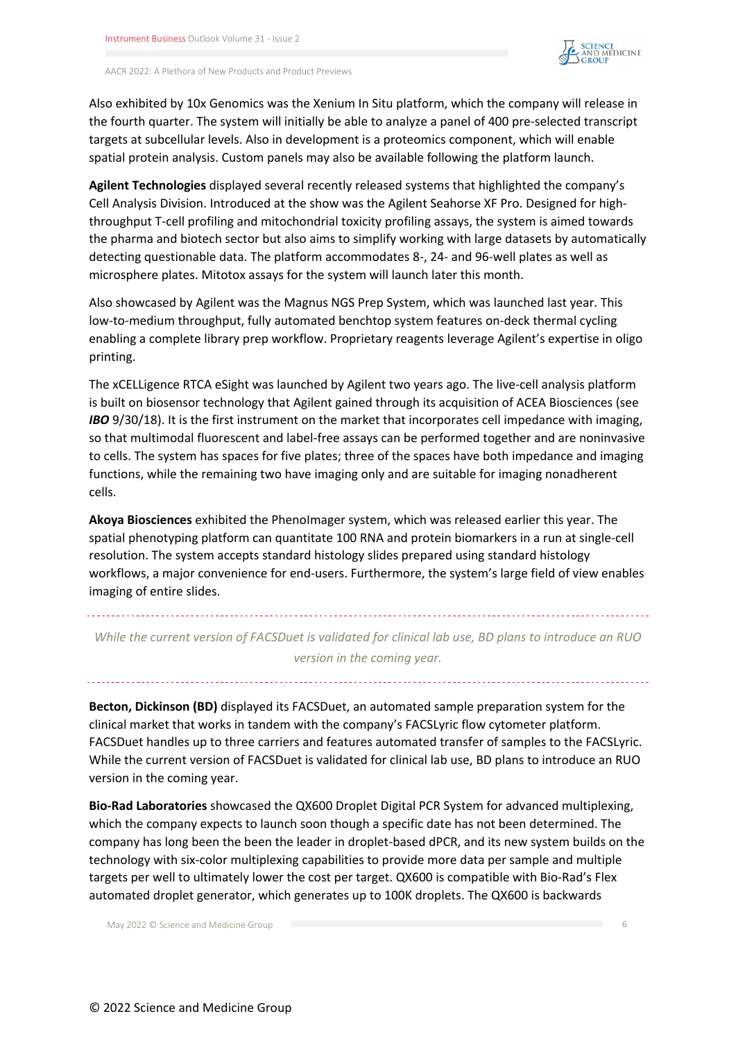Also exhibited by 10x Genomics was the Xenium In Situ platform, which the company will release in the fourth quarter. The system will initially be able to analyze a panel of 400 pre-selected transcript targets at subcellular levels. Also in development is a proteomics component, which will enable spatial protein analysis. Custom panels may also be available following the platform launch.

**Agilent Technologies** displayed several recently released systems that highlighted the company's Cell Analysis Division. Introduced at the show was the Agilent Seahorse XF Pro. Designed for high-throughput T-cell profiling and mitochondrial toxicity profiling assays, the system is aimed towards the pharma and biotech sector but also aims to simplify working with large datasets by automatically detecting questionable data. The platform accommodates 8-, 24- and 96-well plates as well as microsphere plates. Mitotox assays for the system will launch later this month.

Also showcased by Agilent was the Magnus NGS Prep System, which was launched last year. This low-to-medium throughput, fully automated benchtop system features on-deck thermal cycling enabling a complete library prep workflow. Proprietary reagents leverage Agilent's expertise in oligo printing.

The xCELLigence RTCA eSight was launched by Agilent two years ago. The live-cell analysis platform is built on biosensor technology that Agilent gained through its acquisition of ACEA Biosciences (see ***IBO*** 9/30/18). It is the first instrument on the market that incorporates cell impedance with imaging, so that multimodal fluorescent and label-free assays can be performed together and are noninvasive to cells. The system has spaces for five plates; three of the spaces have both impedance and imaging functions, while the remaining two have imaging only and are suitable for imaging nonadherent cells.

**Akoya Biosciences** exhibited the PhenoImager system, which was released earlier this year. The spatial phenotyping platform can quantitate 100 RNA and protein biomarkers in a run at single-cell resolution. The system accepts standard histology slides prepared using standard histology workflows, a major convenience for end-users. Furthermore, the system's large field of view enables imaging of entire slides.

---

*While the current version of FACSDuet is validated for clinical lab use, BD plans to introduce an RUO version in the coming year.*

---

**Becton, Dickinson (BD)** displayed its FACSDuet, an automated sample preparation system for the clinical market that works in tandem with the company's FACSLyric flow cytometer platform. FACSDuet handles up to three carriers and features automated transfer of samples to the FACSLyric. While the current version of FACSDuet is validated for clinical lab use, BD plans to introduce an RUO version in the coming year.

**Bio-Rad Laboratories** showcased the QX600 Droplet Digital PCR System for advanced multiplexing, which the company expects to launch soon though a specific date has not been determined. The company has long been the been the leader in droplet-based dPCR, and its new system builds on the technology with six-color multiplexing capabilities to provide more data per sample and multiple targets per well to ultimately lower the cost per target. QX600 is compatible with Bio-Rad's Flex automated droplet generator, which generates up to 100K droplets. The QX600 is backwards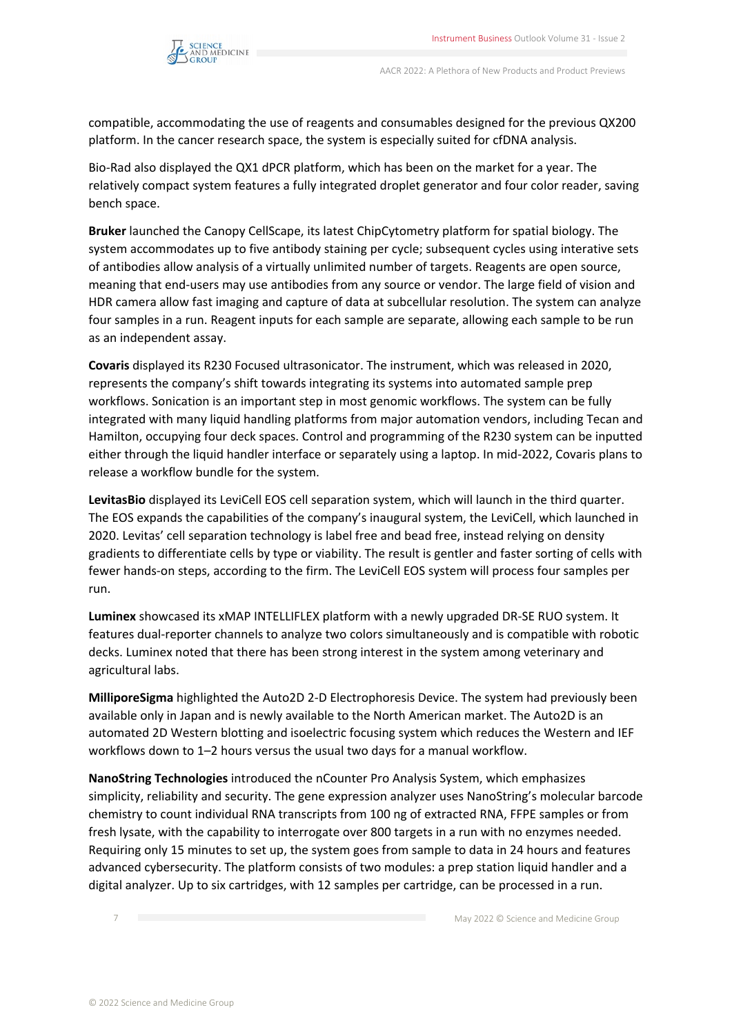compatible, accommodating the use of reagents and consumables designed for the previous QX200 platform. In the cancer research space, the system is especially suited for cfDNA analysis.

Bio-Rad also displayed the QX1 dPCR platform, which has been on the market for a year. The relatively compact system features a fully integrated droplet generator and four color reader, saving bench space.

**Bruker** launched the Canopy CellScape, its latest ChipCytometry platform for spatial biology. The system accommodates up to five antibody staining per cycle; subsequent cycles using interative sets of antibodies allow analysis of a virtually unlimited number of targets. Reagents are open source, meaning that end-users may use antibodies from any source or vendor. The large field of vision and HDR camera allow fast imaging and capture of data at subcellular resolution. The system can analyze four samples in a run. Reagent inputs for each sample are separate, allowing each sample to be run as an independent assay.

**Covaris** displayed its R230 Focused ultrasonicator. The instrument, which was released in 2020, represents the company's shift towards integrating its systems into automated sample prep workflows. Sonication is an important step in most genomic workflows. The system can be fully integrated with many liquid handling platforms from major automation vendors, including Tecan and Hamilton, occupying four deck spaces. Control and programming of the R230 system can be inputted either through the liquid handler interface or separately using a laptop. In mid-2022, Covaris plans to release a workflow bundle for the system.

**LevitasBio** displayed its LeviCell EOS cell separation system, which will launch in the third quarter. The EOS expands the capabilities of the company's inaugural system, the LeviCell, which launched in 2020. Levitas' cell separation technology is label free and bead free, instead relying on density gradients to differentiate cells by type or viability. The result is gentler and faster sorting of cells with fewer hands-on steps, according to the firm. The LeviCell EOS system will process four samples per run.

**Luminex** showcased its xMAP INTELLIFLEX platform with a newly upgraded DR-SE RUO system. It features dual-reporter channels to analyze two colors simultaneously and is compatible with robotic decks. Luminex noted that there has been strong interest in the system among veterinary and agricultural labs.

**MilliporeSigma** highlighted the Auto2D 2-D Electrophoresis Device. The system had previously been available only in Japan and is newly available to the North American market. The Auto2D is an automated 2D Western blotting and isoelectric focusing system which reduces the Western and IEF workflows down to 1–2 hours versus the usual two days for a manual workflow.

**NanoString Technologies** introduced the nCounter Pro Analysis System, which emphasizes simplicity, reliability and security. The gene expression analyzer uses NanoString's molecular barcode chemistry to count individual RNA transcripts from 100 ng of extracted RNA, FFPE samples or from fresh lysate, with the capability to interrogate over 800 targets in a run with no enzymes needed. Requiring only 15 minutes to set up, the system goes from sample to data in 24 hours and features advanced cybersecurity. The platform consists of two modules: a prep station liquid handler and a digital analyzer. Up to six cartridges, with 12 samples per cartridge, can be processed in a run.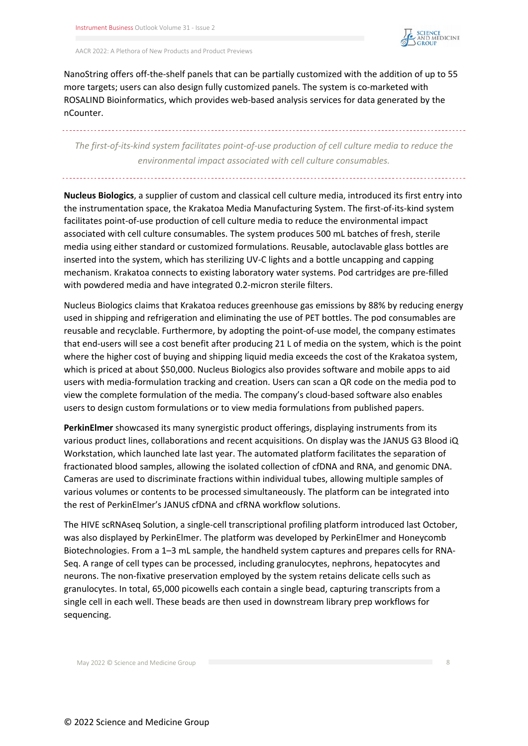NanoString offers off-the-shelf panels that can be partially customized with the addition of up to 55 more targets; users can also design fully customized panels. The system is co-marketed with ROSALIND Bioinformatics, which provides web-based analysis services for data generated by the nCounter.

---

*The first-of-its-kind system facilitates point-of-use production of cell culture media to reduce the environmental impact associated with cell culture consumables.*

---

**Nucleus Biologics**, a supplier of custom and classical cell culture media, introduced its first entry into the instrumentation space, the Krakatoa Media Manufacturing System. The first-of-its-kind system facilitates point-of-use production of cell culture media to reduce the environmental impact associated with cell culture consumables. The system produces 500 mL batches of fresh, sterile media using either standard or customized formulations. Reusable, autoclavable glass bottles are inserted into the system, which has sterilizing UV-C lights and a bottle uncapping and capping mechanism. Krakatoa connects to existing laboratory water systems. Pod cartridges are pre-filled with powdered media and have integrated 0.2-micron sterile filters.

Nucleus Biologics claims that Krakatoa reduces greenhouse gas emissions by 88% by reducing energy used in shipping and refrigeration and eliminating the use of PET bottles. The pod consumables are reusable and recyclable. Furthermore, by adopting the point-of-use model, the company estimates that end-users will see a cost benefit after producing 21 L of media on the system, which is the point where the higher cost of buying and shipping liquid media exceeds the cost of the Krakatoa system, which is priced at about $50,000. Nucleus Biologics also provides software and mobile apps to aid users with media-formulation tracking and creation. Users can scan a QR code on the media pod to view the complete formulation of the media. The company's cloud-based software also enables users to design custom formulations or to view media formulations from published papers.

**PerkinElmer** showcased its many synergistic product offerings, displaying instruments from its various product lines, collaborations and recent acquisitions. On display was the JANUS G3 Blood iQ Workstation, which launched late last year. The automated platform facilitates the separation of fractionated blood samples, allowing the isolated collection of cfDNA and RNA, and genomic DNA. Cameras are used to discriminate fractions within individual tubes, allowing multiple samples of various volumes or contents to be processed simultaneously. The platform can be integrated into the rest of PerkinElmer's JANUS cfDNA and cfRNA workflow solutions.

The HIVE scRNAseq Solution, a single-cell transcriptional profiling platform introduced last October, was also displayed by PerkinElmer. The platform was developed by PerkinElmer and Honeycomb Biotechnologies. From a 1–3 mL sample, the handheld system captures and prepares cells for RNA-Seq. A range of cell types can be processed, including granulocytes, nephrons, hepatocytes and neurons. The non-fixative preservation employed by the system retains delicate cells such as granulocytes. In total, 65,000 picowells each contain a single bead, capturing transcripts from a single cell in each well. These beads are then used in downstream library prep workflows for sequencing.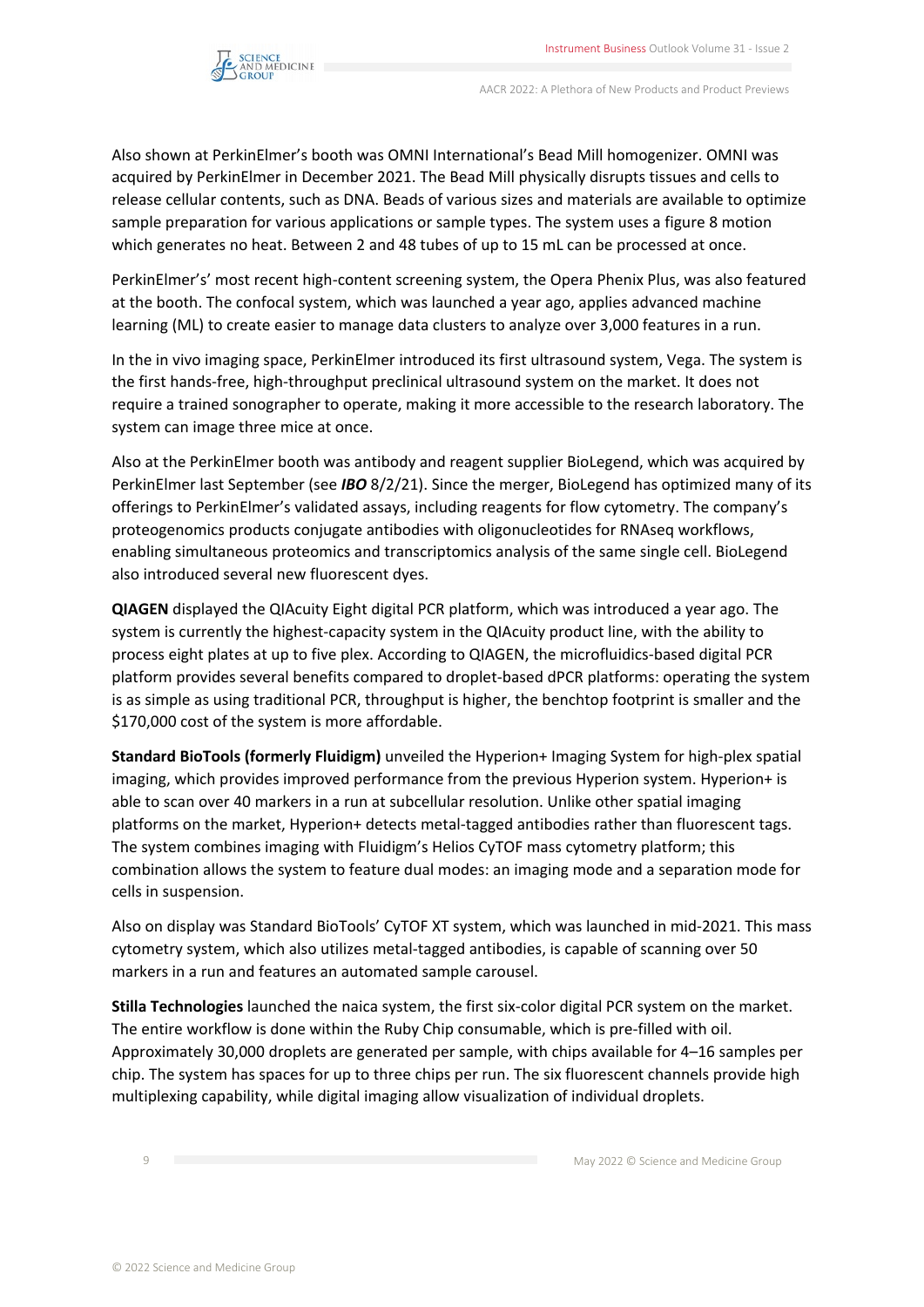Also shown at PerkinElmer's booth was OMNI International's Bead Mill homogenizer. OMNI was acquired by PerkinElmer in December 2021. The Bead Mill physically disrupts tissues and cells to release cellular contents, such as DNA. Beads of various sizes and materials are available to optimize sample preparation for various applications or sample types. The system uses a figure 8 motion which generates no heat. Between 2 and 48 tubes of up to 15 mL can be processed at once.

PerkinElmer's' most recent high-content screening system, the Opera Phenix Plus, was also featured at the booth. The confocal system, which was launched a year ago, applies advanced machine learning (ML) to create easier to manage data clusters to analyze over 3,000 features in a run.

In the in vivo imaging space, PerkinElmer introduced its first ultrasound system, Vega. The system is the first hands-free, high-throughput preclinical ultrasound system on the market. It does not require a trained sonographer to operate, making it more accessible to the research laboratory. The system can image three mice at once.

Also at the PerkinElmer booth was antibody and reagent supplier BioLegend, which was acquired by PerkinElmer last September (see ***IBO*** 8/2/21). Since the merger, BioLegend has optimized many of its offerings to PerkinElmer's validated assays, including reagents for flow cytometry. The company's proteogenomics products conjugate antibodies with oligonucleotides for RNAseq workflows, enabling simultaneous proteomics and transcriptomics analysis of the same single cell. BioLegend also introduced several new fluorescent dyes.

**QIAGEN** displayed the QIAcuity Eight digital PCR platform, which was introduced a year ago. The system is currently the highest-capacity system in the QIAcuity product line, with the ability to process eight plates at up to five plex. According to QIAGEN, the microfluidics-based digital PCR platform provides several benefits compared to droplet-based dPCR platforms: operating the system is as simple as using traditional PCR, throughput is higher, the benchtop footprint is smaller and the $170,000 cost of the system is more affordable.

**Standard BioTools (formerly Fluidigm)** unveiled the Hyperion+ Imaging System for high-plex spatial imaging, which provides improved performance from the previous Hyperion system. Hyperion+ is able to scan over 40 markers in a run at subcellular resolution. Unlike other spatial imaging platforms on the market, Hyperion+ detects metal-tagged antibodies rather than fluorescent tags. The system combines imaging with Fluidigm's Helios CyTOF mass cytometry platform; this combination allows the system to feature dual modes: an imaging mode and a separation mode for cells in suspension.

Also on display was Standard BioTools' CyTOF XT system, which was launched in mid-2021. This mass cytometry system, which also utilizes metal-tagged antibodies, is capable of scanning over 50 markers in a run and features an automated sample carousel.

**Stilla Technologies** launched the naica system, the first six-color digital PCR system on the market. The entire workflow is done within the Ruby Chip consumable, which is pre-filled with oil. Approximately 30,000 droplets are generated per sample, with chips available for 4–16 samples per chip. The system has spaces for up to three chips per run. The six fluorescent channels provide high multiplexing capability, while digital imaging allow visualization of individual droplets.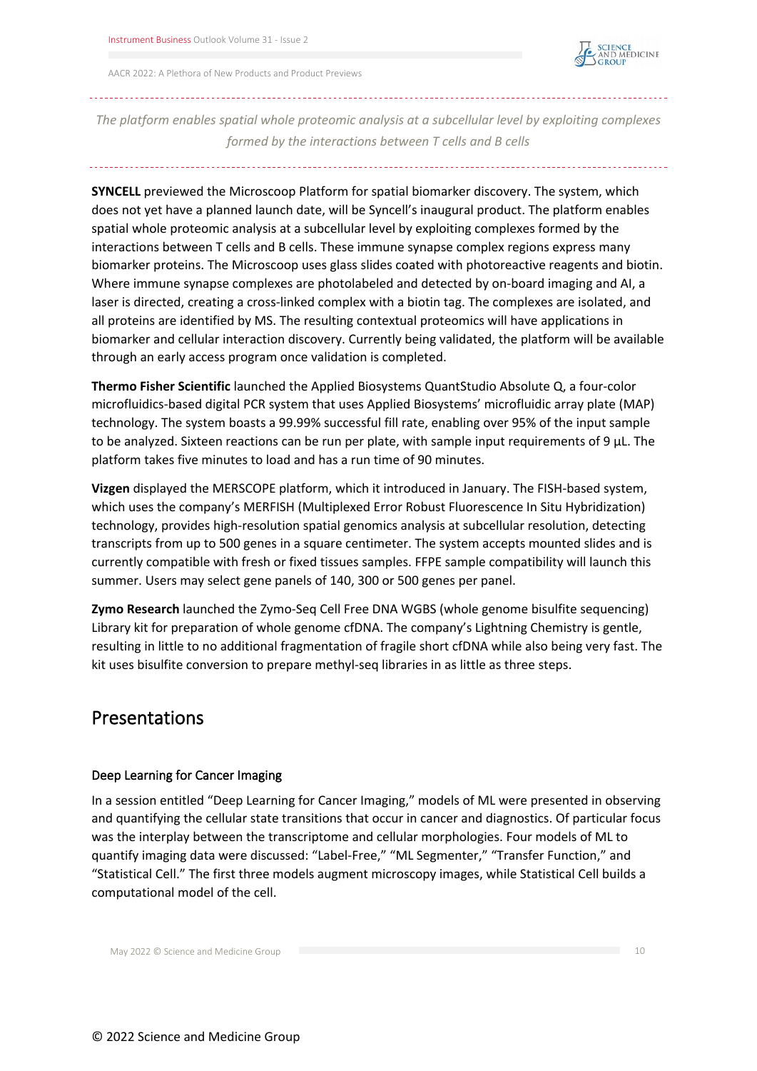*The platform enables spatial whole proteomic analysis at a subcellular level by exploiting complexes formed by the interactions between T cells and B cells*

**SYNCELL** previewed the Microscoop Platform for spatial biomarker discovery. The system, which does not yet have a planned launch date, will be Syncell's inaugural product. The platform enables spatial whole proteomic analysis at a subcellular level by exploiting complexes formed by the interactions between T cells and B cells. These immune synapse complex regions express many biomarker proteins. The Microscoop uses glass slides coated with photoreactive reagents and biotin. Where immune synapse complexes are photolabeled and detected by on-board imaging and AI, a laser is directed, creating a cross-linked complex with a biotin tag. The complexes are isolated, and all proteins are identified by MS. The resulting contextual proteomics will have applications in biomarker and cellular interaction discovery. Currently being validated, the platform will be available through an early access program once validation is completed.

**Thermo Fisher Scientific** launched the Applied Biosystems QuantStudio Absolute Q, a four-color microfluidics-based digital PCR system that uses Applied Biosystems' microfluidic array plate (MAP) technology. The system boasts a 99.99% successful fill rate, enabling over 95% of the input sample to be analyzed. Sixteen reactions can be run per plate, with sample input requirements of 9 µL. The platform takes five minutes to load and has a run time of 90 minutes.

**Vizgen** displayed the MERSCOPE platform, which it introduced in January. The FISH-based system, which uses the company's MERFISH (Multiplexed Error Robust Fluorescence In Situ Hybridization) technology, provides high-resolution spatial genomics analysis at subcellular resolution, detecting transcripts from up to 500 genes in a square centimeter. The system accepts mounted slides and is currently compatible with fresh or fixed tissues samples. FFPE sample compatibility will launch this summer. Users may select gene panels of 140, 300 or 500 genes per panel.

**Zymo Research** launched the Zymo-Seq Cell Free DNA WGBS (whole genome bisulfite sequencing) Library kit for preparation of whole genome cfDNA. The company's Lightning Chemistry is gentle, resulting in little to no additional fragmentation of fragile short cfDNA while also being very fast. The kit uses bisulfite conversion to prepare methyl-seq libraries in as little as three steps.

## Presentations

### Deep Learning for Cancer Imaging

In a session entitled "Deep Learning for Cancer Imaging," models of ML were presented in observing and quantifying the cellular state transitions that occur in cancer and diagnostics. Of particular focus was the interplay between the transcriptome and cellular morphologies. Four models of ML to quantify imaging data were discussed: "Label-Free," "ML Segmenter," "Transfer Function," and "Statistical Cell." The first three models augment microscopy images, while Statistical Cell builds a computational model of the cell.

© 2022 Science and Medicine Group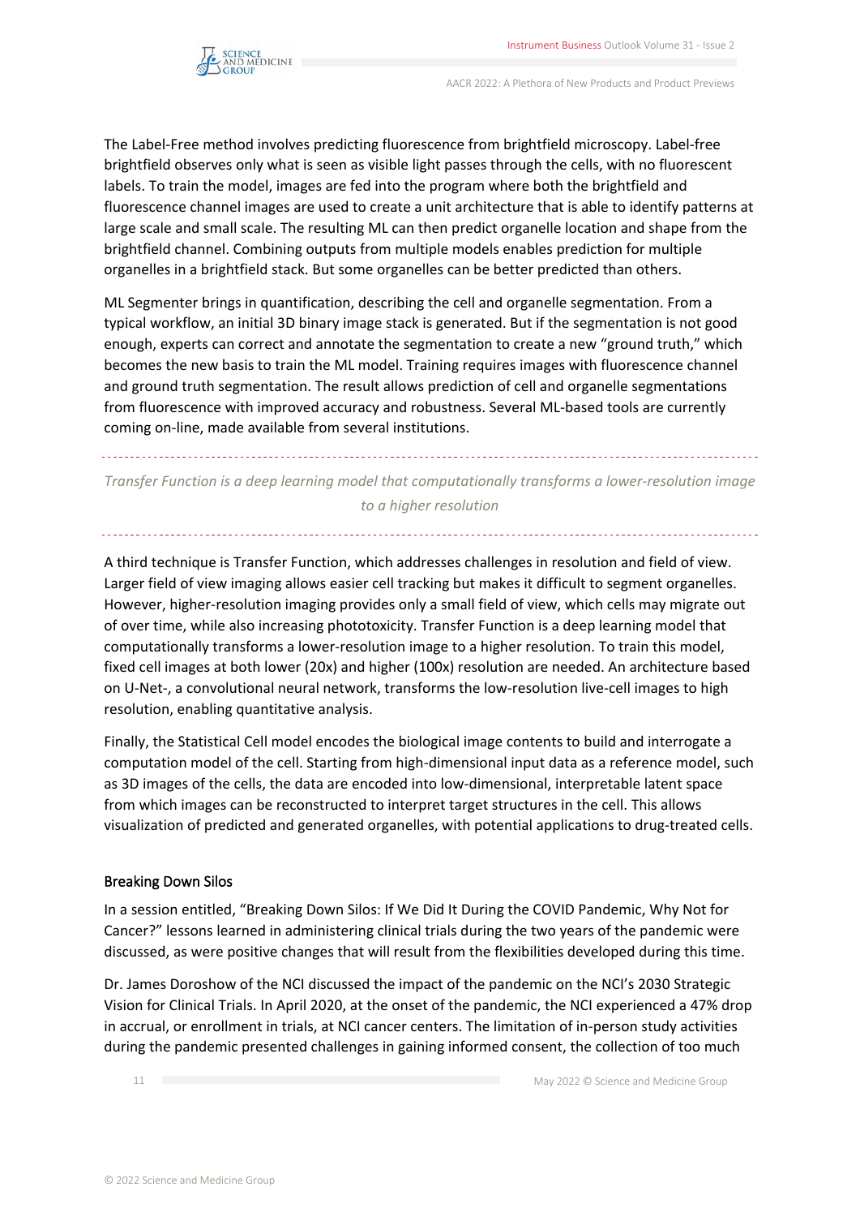The Label-Free method involves predicting fluorescence from brightfield microscopy. Label-free brightfield observes only what is seen as visible light passes through the cells, with no fluorescent labels. To train the model, images are fed into the program where both the brightfield and fluorescence channel images are used to create a unit architecture that is able to identify patterns at large scale and small scale. The resulting ML can then predict organelle location and shape from the brightfield channel. Combining outputs from multiple models enables prediction for multiple organelles in a brightfield stack. But some organelles can be better predicted than others.

ML Segmenter brings in quantification, describing the cell and organelle segmentation. From a typical workflow, an initial 3D binary image stack is generated. But if the segmentation is not good enough, experts can correct and annotate the segmentation to create a new "ground truth," which becomes the new basis to train the ML model. Training requires images with fluorescence channel and ground truth segmentation. The result allows prediction of cell and organelle segmentations from fluorescence with improved accuracy and robustness. Several ML-based tools are currently coming on-line, made available from several institutions.

*Transfer Function is a deep learning model that computationally transforms a lower-resolution image to a higher resolution*

A third technique is Transfer Function, which addresses challenges in resolution and field of view. Larger field of view imaging allows easier cell tracking but makes it difficult to segment organelles. However, higher-resolution imaging provides only a small field of view, which cells may migrate out of over time, while also increasing phototoxicity. Transfer Function is a deep learning model that computationally transforms a lower-resolution image to a higher resolution. To train this model, fixed cell images at both lower (20x) and higher (100x) resolution are needed. An architecture based on U-Net-, a convolutional neural network, transforms the low-resolution live-cell images to high resolution, enabling quantitative analysis.

Finally, the Statistical Cell model encodes the biological image contents to build and interrogate a computation model of the cell. Starting from high-dimensional input data as a reference model, such as 3D images of the cells, the data are encoded into low-dimensional, interpretable latent space from which images can be reconstructed to interpret target structures in the cell. This allows visualization of predicted and generated organelles, with potential applications to drug-treated cells.

### Breaking Down Silos

In a session entitled, "Breaking Down Silos: If We Did It During the COVID Pandemic, Why Not for Cancer?" lessons learned in administering clinical trials during the two years of the pandemic were discussed, as were positive changes that will result from the flexibilities developed during this time.

Dr. James Doroshow of the NCI discussed the impact of the pandemic on the NCI's 2030 Strategic Vision for Clinical Trials. In April 2020, at the onset of the pandemic, the NCI experienced a 47% drop in accrual, or enrollment in trials, at NCI cancer centers. The limitation of in-person study activities during the pandemic presented challenges in gaining informed consent, the collection of too much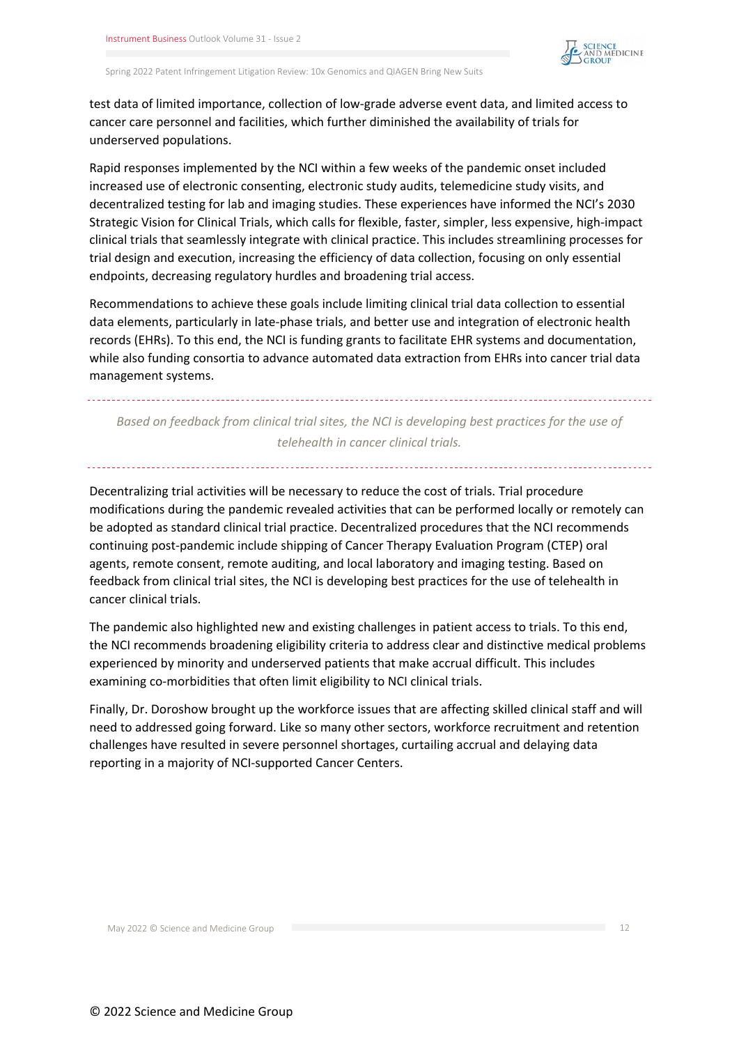test data of limited importance, collection of low-grade adverse event data, and limited access to cancer care personnel and facilities, which further diminished the availability of trials for underserved populations.

Rapid responses implemented by the NCI within a few weeks of the pandemic onset included increased use of electronic consenting, electronic study audits, telemedicine study visits, and decentralized testing for lab and imaging studies. These experiences have informed the NCI's 2030 Strategic Vision for Clinical Trials, which calls for flexible, faster, simpler, less expensive, high-impact clinical trials that seamlessly integrate with clinical practice. This includes streamlining processes for trial design and execution, increasing the efficiency of data collection, focusing on only essential endpoints, decreasing regulatory hurdles and broadening trial access.

Recommendations to achieve these goals include limiting clinical trial data collection to essential data elements, particularly in late-phase trials, and better use and integration of electronic health records (EHRs). To this end, the NCI is funding grants to facilitate EHR systems and documentation, while also funding consortia to advance automated data extraction from EHRs into cancer trial data management systems.

---

*Based on feedback from clinical trial sites, the NCI is developing best practices for the use of telehealth in cancer clinical trials.*

---

Decentralizing trial activities will be necessary to reduce the cost of trials. Trial procedure modifications during the pandemic revealed activities that can be performed locally or remotely can be adopted as standard clinical trial practice. Decentralized procedures that the NCI recommends continuing post-pandemic include shipping of Cancer Therapy Evaluation Program (CTEP) oral agents, remote consent, remote auditing, and local laboratory and imaging testing. Based on feedback from clinical trial sites, the NCI is developing best practices for the use of telehealth in cancer clinical trials.

The pandemic also highlighted new and existing challenges in patient access to trials. To this end, the NCI recommends broadening eligibility criteria to address clear and distinctive medical problems experienced by minority and underserved patients that make accrual difficult. This includes examining co-morbidities that often limit eligibility to NCI clinical trials.

Finally, Dr. Doroshow brought up the workforce issues that are affecting skilled clinical staff and will need to addressed going forward. Like so many other sectors, workforce recruitment and retention challenges have resulted in severe personnel shortages, curtailing accrual and delaying data reporting in a majority of NCI-supported Cancer Centers.

© 2022 Science and Medicine Group